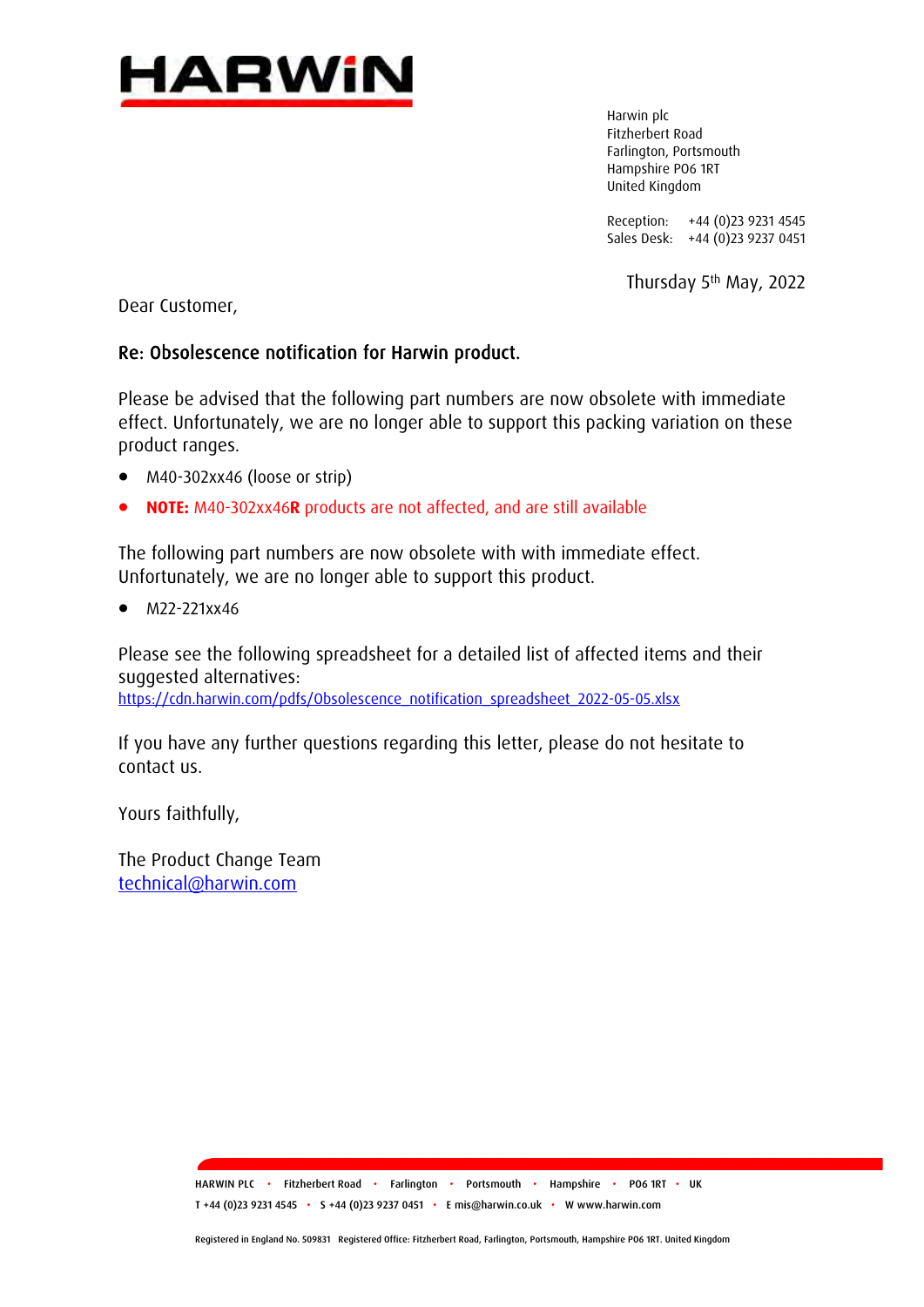HARWiN

Harwin plc
Fitzherbert Road
Farlington, Portsmouth
Hampshire PO6 1RT
United Kingdom

Reception: +44 (0)23 9231 4545
Sales Desk: +44 (0)23 9237 0451

Thursday 5th May, 2022

Dear Customer,

**Re: Obsolescence notification for Harwin product.**

Please be advised that the following part numbers are now obsolete with immediate effect. Unfortunately, we are no longer able to support this packing variation on these product ranges.

- M40-302xx46 (loose or strip)
- **NOTE:** M40-302xx46**R** products are not affected, and are still available

The following part numbers are now obsolete with with immediate effect. Unfortunately, we are no longer able to support this product.

- M22-221xx46

Please see the following spreadsheet for a detailed list of affected items and their suggested alternatives:
https://cdn.harwin.com/pdfs/Obsolescence_notification_spreadsheet_2022-05-05.xlsx

If you have any further questions regarding this letter, please do not hesitate to contact us.

Yours faithfully,

The Product Change Team
technical@harwin.com

HARWIN PLC • Fitzherbert Road • Farlington • Portsmouth • Hampshire • PO6 1RT • UK
T +44 (0)23 9231 4545 • S +44 (0)23 9237 0451 • E mis@harwin.co.uk • W www.harwin.com

Registered in England No. 509831 Registered Office: Fitzherbert Road, Farlington, Portsmouth, Hampshire PO6 1RT. United Kingdom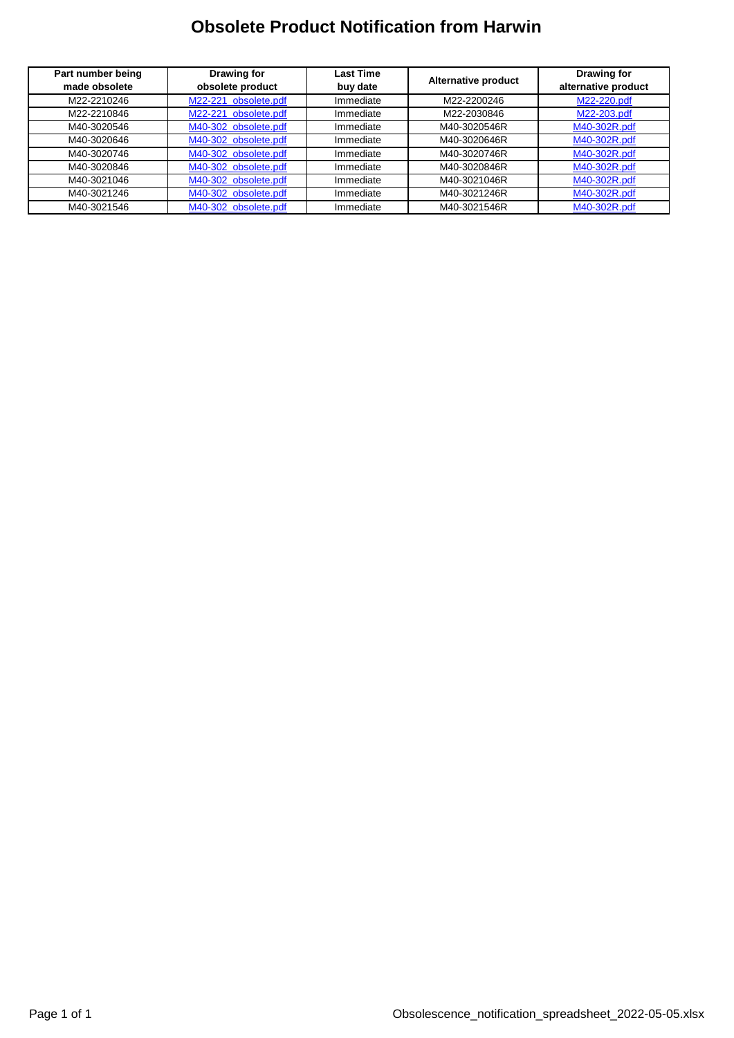# Obsolete Product Notification from Harwin

| Part number being made obsolete | Drawing for obsolete product | Last Time buy date | Alternative product | Drawing for alternative product |
|---|---|---|---|---|
| M22-2210246 | M22-221_obsolete.pdf | Immediate | M22-2200246 | M22-220.pdf |
| M22-2210846 | M22-221_obsolete.pdf | Immediate | M22-2030846 | M22-203.pdf |
| M40-3020546 | M40-302_obsolete.pdf | Immediate | M40-3020546R | M40-302R.pdf |
| M40-3020646 | M40-302_obsolete.pdf | Immediate | M40-3020646R | M40-302R.pdf |
| M40-3020746 | M40-302_obsolete.pdf | Immediate | M40-3020746R | M40-302R.pdf |
| M40-3020846 | M40-302_obsolete.pdf | Immediate | M40-3020846R | M40-302R.pdf |
| M40-3021046 | M40-302_obsolete.pdf | Immediate | M40-3021046R | M40-302R.pdf |
| M40-3021246 | M40-302_obsolete.pdf | Immediate | M40-3021246R | M40-302R.pdf |
| M40-3021546 | M40-302_obsolete.pdf | Immediate | M40-3021546R | M40-302R.pdf |